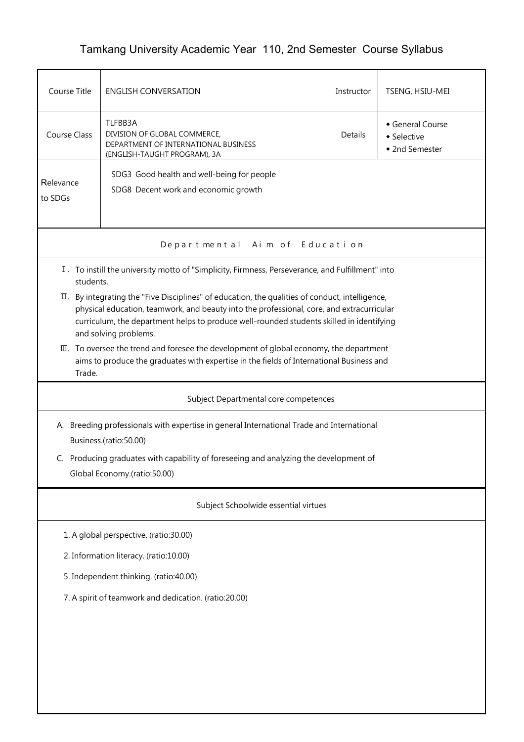# Tamkang University Academic Year 110, 2nd Semester Course Syllabus

| Course Title | ENGLISH CONVERSATION | Instructor | TSENG, HSIU-MEI |
|---|---|---|---|
| Course Class | TLFBB3A<br>DIVISION OF GLOBAL COMMERCE, DEPARTMENT OF INTERNATIONAL BUSINESS (ENGLISH-TAUGHT PROGRAM), 3A | Details | ◆ General Course<br>◆ Selective<br>◆ 2nd Semester |
| Relevance to SDGs | SDG3 Good health and well-being for people<br>SDG8 Decent work and economic growth | | |

## Departmental Aim of Education

Ⅰ. To instill the university motto of "Simplicity, Firmness, Perseverance, and Fulfillment" into students.

Ⅱ. By integrating the "Five Disciplines" of education, the qualities of conduct, intelligence, physical education, teamwork, and beauty into the professional, core, and extracurricular curriculum, the department helps to produce well-rounded students skilled in identifying and solving problems.

Ⅲ. To oversee the trend and foresee the development of global economy, the department aims to produce the graduates with expertise in the fields of International Business and Trade.

## Subject Departmental core competences

A. Breeding professionals with expertise in general International Trade and International Business.(ratio:50.00)

C. Producing graduates with capability of foreseeing and analyzing the development of Global Economy.(ratio:50.00)

## Subject Schoolwide essential virtues

1. A global perspective. (ratio:30.00)
2. Information literacy. (ratio:10.00)
5. Independent thinking. (ratio:40.00)
7. A spirit of teamwork and dedication. (ratio:20.00)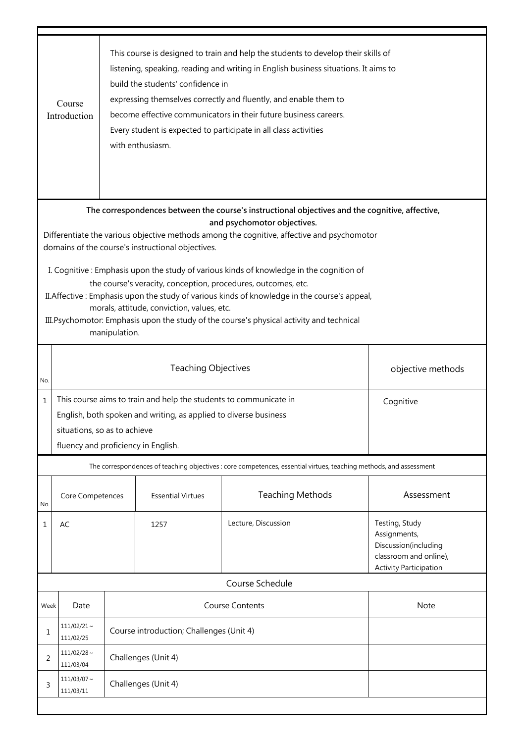| Course Introduction | This course is designed to train and help the students to develop their skills of listening, speaking, reading and writing in English business situations. It aims to build the students' confidence in expressing themselves correctly and fluently, and enable them to become effective communicators in their future business careers. Every student is expected to participate in all class activities with enthusiasm. |
|---|---|

**The correspondences between the course's instructional objectives and the cognitive, affective, and psychomotor objectives.**

Differentiate the various objective methods among the cognitive, affective and psychomotor domains of the course's instructional objectives.

I. Cognitive : Emphasis upon the study of various kinds of knowledge in the cognition of the course's veracity, conception, procedures, outcomes, etc.

II.Affective : Emphasis upon the study of various kinds of knowledge in the course's appeal, morals, attitude, conviction, values, etc.

III.Psychomotor: Emphasis upon the study of the course's physical activity and technical manipulation.

| No. | Teaching Objectives | objective methods |
|---|---|---|
| 1 | This course aims to train and help the students to communicate in English, both spoken and writing, as applied to diverse business situations, so as to achieve fluency and proficiency in English. | Cognitive |

The correspondences of teaching objectives : core competences, essential virtues, teaching methods, and assessment

| No. | Core Competences | Essential Virtues | Teaching Methods | Assessment |
|---|---|---|---|---|
| 1 | AC | 1257 | Lecture, Discussion | Testing, Study Assignments, Discussion(including classroom and online), Activity Participation |

Course Schedule

| Week | Date | Course Contents | Note |
|---|---|---|---|
| 1 | 111/02/21～111/02/25 | Course introduction; Challenges (Unit 4) | |
| 2 | 111/02/28～111/03/04 | Challenges (Unit 4) | |
| 3 | 111/03/07～111/03/11 | Challenges (Unit 4) | |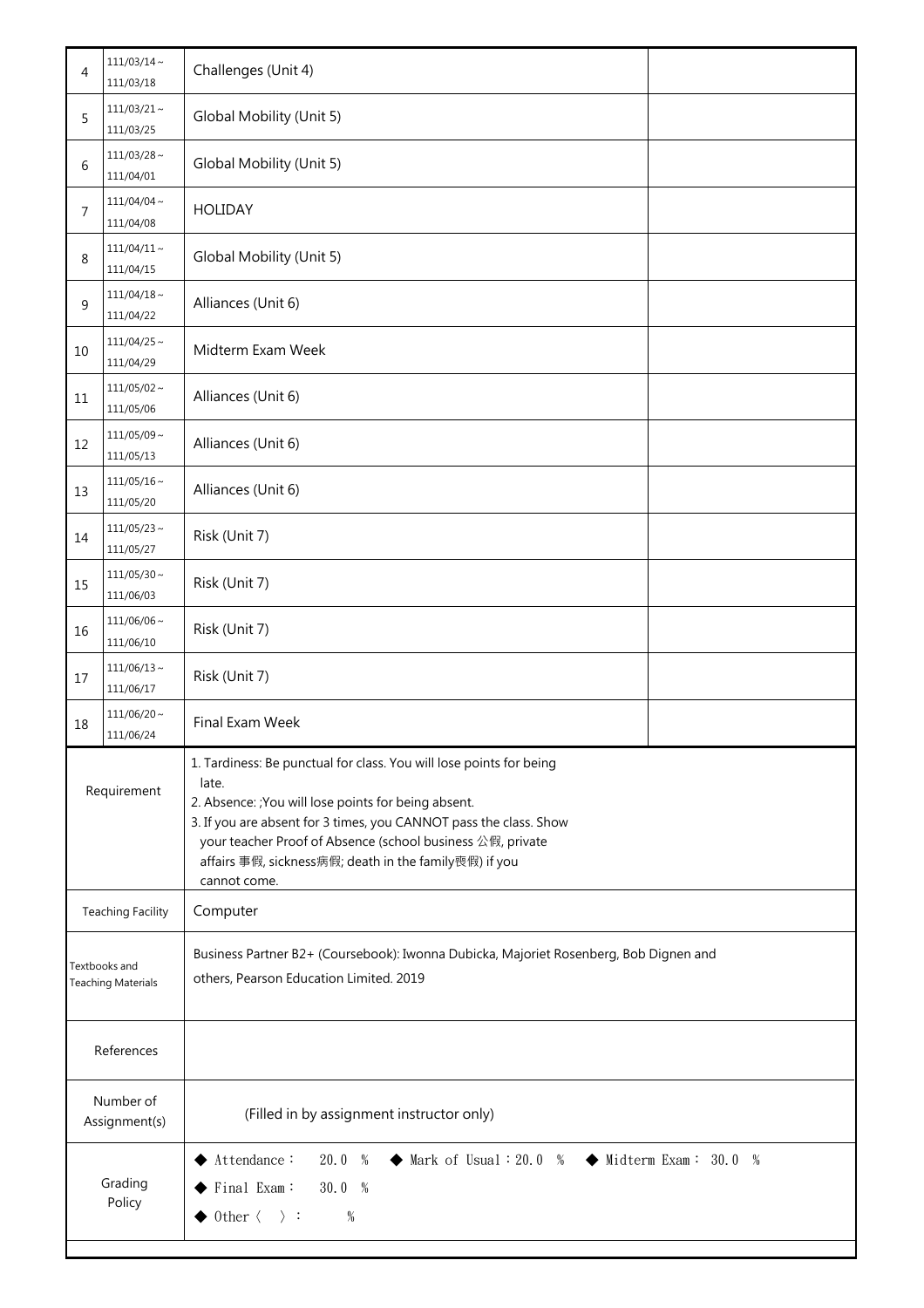| | | | |
|---|---|---|---|
| 4 | 111/03/14～111/03/18 | Challenges (Unit 4) | |
| 5 | 111/03/21～111/03/25 | Global Mobility (Unit 5) | |
| 6 | 111/03/28～111/04/01 | Global Mobility (Unit 5) | |
| 7 | 111/04/04～111/04/08 | HOLIDAY | |
| 8 | 111/04/11～111/04/15 | Global Mobility (Unit 5) | |
| 9 | 111/04/18～111/04/22 | Alliances (Unit 6) | |
| 10 | 111/04/25～111/04/29 | Midterm Exam Week | |
| 11 | 111/05/02～111/05/06 | Alliances (Unit 6) | |
| 12 | 111/05/09～111/05/13 | Alliances (Unit 6) | |
| 13 | 111/05/16～111/05/20 | Alliances (Unit 6) | |
| 14 | 111/05/23～111/05/27 | Risk (Unit 7) | |
| 15 | 111/05/30～111/06/03 | Risk (Unit 7) | |
| 16 | 111/06/06～111/06/10 | Risk (Unit 7) | |
| 17 | 111/06/13～111/06/17 | Risk (Unit 7) | |
| 18 | 111/06/20～111/06/24 | Final Exam Week | |

| | |
|---|---|
| Requirement | 1. Tardiness: Be punctual for class. You will lose points for being late.<br>2. Absence: ;You will lose points for being absent.<br>3. If you are absent for 3 times, you CANNOT pass the class. Show your teacher Proof of Absence (school business 公假, private affairs 事假, sickness病假; death in the family喪假) if you cannot come. |
| Teaching Facility | Computer |
| Textbooks and Teaching Materials | Business Partner B2+ (Coursebook): Iwonna Dubicka, Majoriet Rosenberg, Bob Dignen and others, Pearson Education Limited. 2019 |
| References | |
| Number of Assignment(s) | (Filled in by assignment instructor only) |
| Grading Policy | ◆ Attendance： 20.0 ％ ◆ Mark of Usual：20.0 ％ ◆ Midterm Exam： 30.0 ％<br>◆ Final Exam： 30.0 ％<br>◆ Other〈 〉： ％ |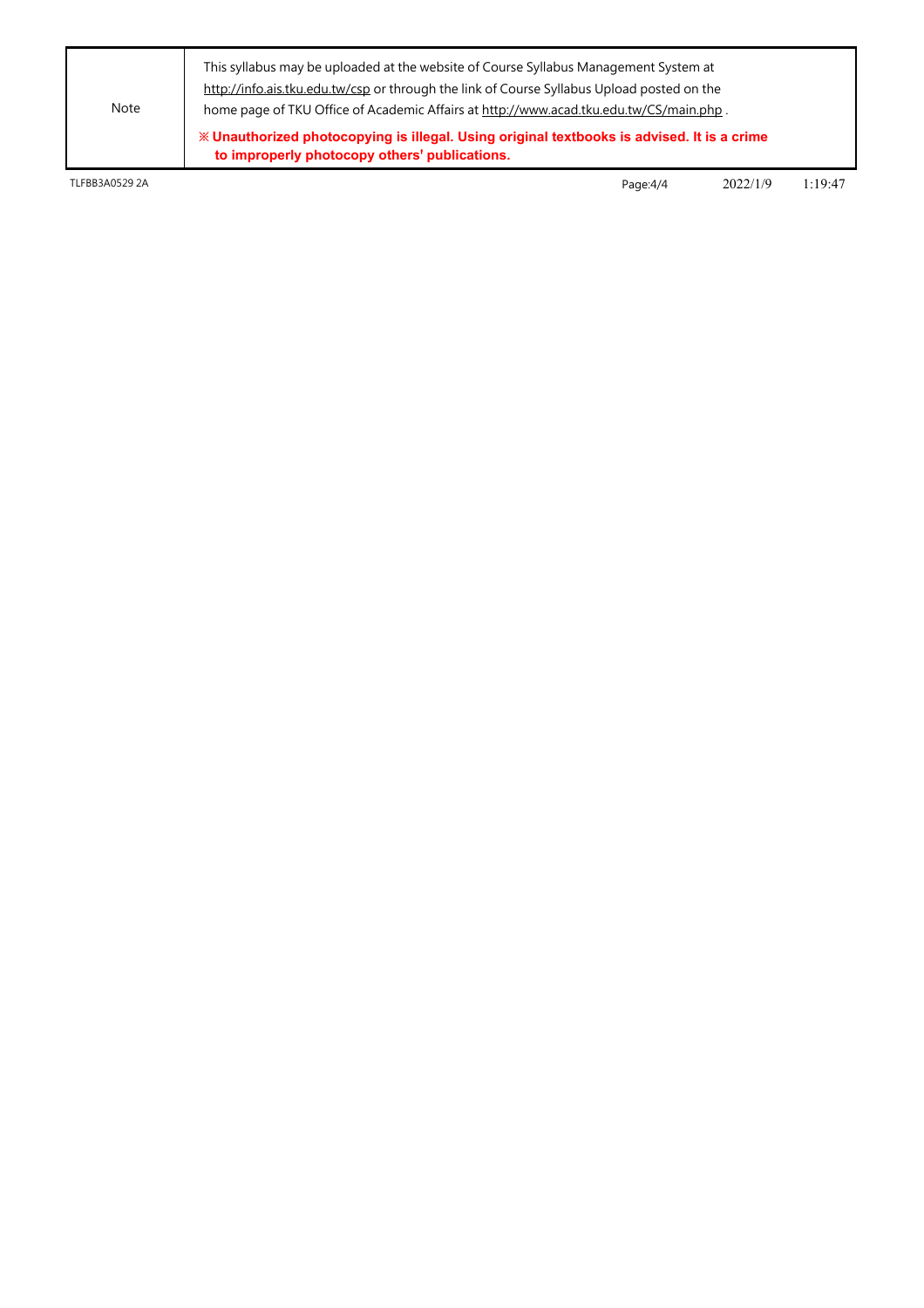| | |
|---|---|
| Note | This syllabus may be uploaded at the website of Course Syllabus Management System at http://info.ais.tku.edu.tw/csp or through the link of Course Syllabus Upload posted on the home page of TKU Office of Academic Affairs at http://www.acad.tku.edu.tw/CS/main.php .<br>**※ Unauthorized photocopying is illegal. Using original textbooks is advised. It is a crime to improperly photocopy others' publications.** |

TLFBB3A0529 2A 2022/1/9 1:19:47